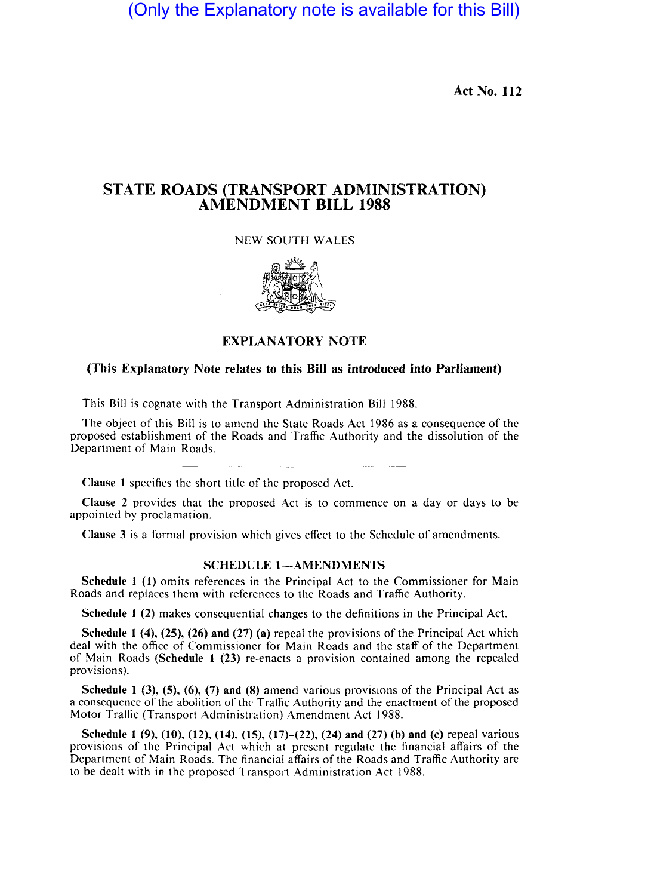(Only the Explanatory note is available for this Bill)

Act No. 112

# STATE ROADS (TRANSPORT ADMINISTRATION) AMENDMENT BILL 1988

NEW SOUTH WALES

## EXPLANATORY NOTE

**(This Explanatory Note relates to this Bill as introduced into Parliament)**

This Bill is cognate with the Transport Administration Bill 1988.

The object of this Bill is to amend the State Roads Act 1986 as a consequence of the proposed establishment of the Roads and Traffic Authority and the dissolution of the Department of Main Roads.

---

**Clause 1** specifies the short title of the proposed Act.

**Clause 2** provides that the proposed Act is to commence on a day or days to be appointed by proclamation.

**Clause 3** is a formal provision which gives effect to the Schedule of amendments.

### SCHEDULE 1—AMENDMENTS

**Schedule 1 (1)** omits references in the Principal Act to the Commissioner for Main Roads and replaces them with references to the Roads and Traffic Authority.

**Schedule 1 (2)** makes consequential changes to the definitions in the Principal Act.

**Schedule 1 (4), (25), (26) and (27) (a)** repeal the provisions of the Principal Act which deal with the office of Commissioner for Main Roads and the staff of the Department of Main Roads (**Schedule 1 (23)** re-enacts a provision contained among the repealed provisions).

**Schedule 1 (3), (5), (6), (7) and (8)** amend various provisions of the Principal Act as a consequence of the abolition of the Traffic Authority and the enactment of the proposed Motor Traffic (Transport Administration) Amendment Act 1988.

**Schedule 1 (9), (10), (12), (14), (15), (17)–(22), (24) and (27) (b) and (c)** repeal various provisions of the Principal Act which at present regulate the financial affairs of the Department of Main Roads. The financial affairs of the Roads and Traffic Authority are to be dealt with in the proposed Transport Administration Act 1988.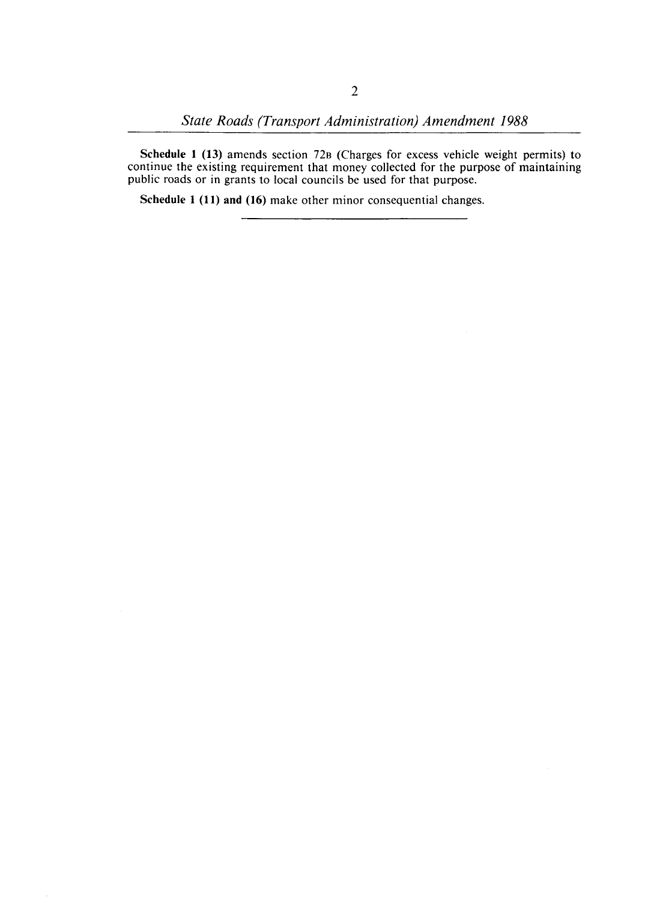**Schedule 1 (13)** amends section 72B (Charges for excess vehicle weight permits) to continue the existing requirement that money collected for the purpose of maintaining public roads or in grants to local councils be used for that purpose.

**Schedule 1 (11) and (16)** make other minor consequential changes.

---